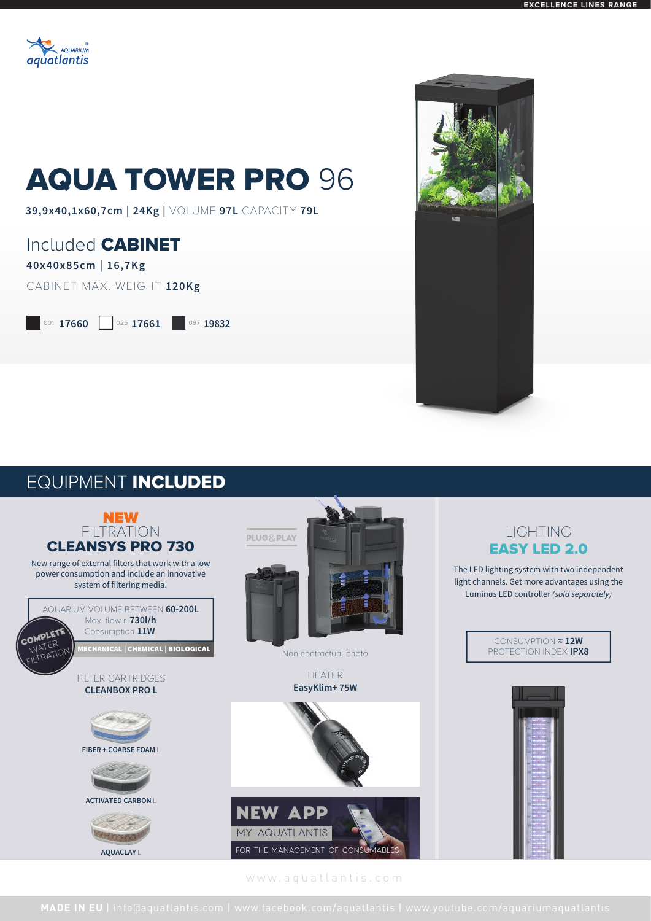# AQUA TOWER PRO 96

**39,9x40,1x60,7cm | 24Kg |** VOLUME **97L** CAPACITY **79L**

## Included CABINET

**40x40x85cm | 16,7Kg**

CABINET MAX. WEIGHT **120Kg**

001 **17660** 025 **17661** 097 **19832**

## EQUIPMENT INCLUDED

### NEW FILTRATION CLEANSYS PRO 730

New range of external filters that work with a low power consumption and include an innovative system of filtering media.

AQUARIUM VOLUME BETWEEN **60-200L**
Max. flow r. **730l/h**
Consumption **11W**

COMPLETE WATER FILTRATION

**MECHANICAL | CHEMICAL | BIOLOGICAL**

PLUG&PLAY

Non contractual photo

FILTER CARTRIDGES
**CLEANBOX PRO L**

**FIBER + COARSE FOAM** L

**ACTIVATED CARBON** L

**AQUACLAY** L

### HEATER
**EasyKlim+ 75W**

**NEW APP**
MY AQUATLANTIS
FOR THE MANAGEMENT OF CONSUMABLES

### LIGHTING EASY LED 2.0

The LED lighting system with two independent light channels. Get more advantages using the Luminus LED controller *(sold separately)*

CONSUMPTION ≈ **12W**
PROTECTION INDEX **IPX8**

www.aquatlantis.com

**MADE IN EU** | info@aquatlantis.com | www.facebook.com/aquatlantis | www.youtube.com/aquariumaquatlantis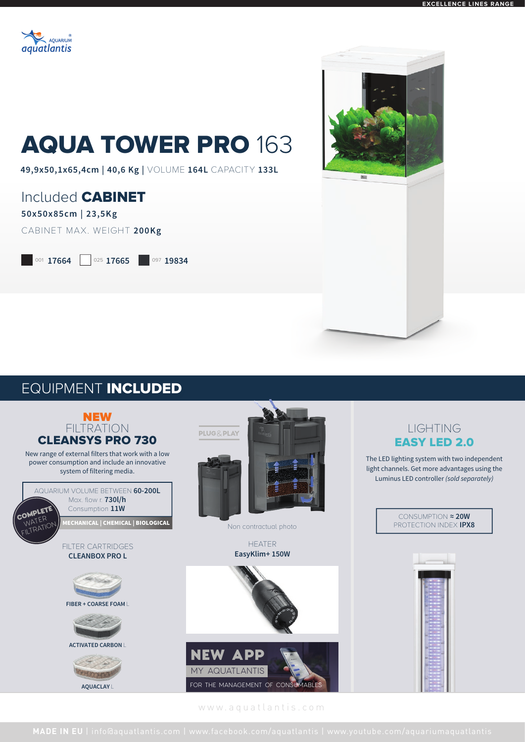# AQUA TOWER PRO 163

**49,9x50,1x65,4cm** | **40,6 Kg** | VOLUME **164L** CAPACITY **133L**

## Included CABINET

**50x50x85cm** | **23,5Kg**

CABINET MAX. WEIGHT **200Kg**

001 **17664** 025 **17665** 097 **19834**

## EQUIPMENT INCLUDED

### NEW FILTRATION CLEANSYS PRO 730

New range of external filters that work with a low power consumption and include an innovative system of filtering media.

AQUARIUM VOLUME BETWEEN **60-200L**
Max. flow r. **730l/h**
Consumption **11W**

COMPLETE WATER FILTRATION

**MECHANICAL | CHEMICAL | BIOLOGICAL**

PLUG & PLAY

Non contractual photo

FILTER CARTRIDGES
**CLEANBOX PRO L**

**FIBER + COARSE FOAM** L

**ACTIVATED CARBON** L

**AQUACLAY** L

HEATER
**EasyKlim+ 150W**

**NEW APP**
MY AQUATLANTIS
FOR THE MANAGEMENT OF CONSUMABLES

### LIGHTING EASY LED 2.0

The LED lighting system with two independent light channels. Get more advantages using the Luminus LED controller *(sold separately)*

CONSUMPTION ≈ **20W**
PROTECTION INDEX **IPX8**

www.aquatlantis.com

**MADE IN EU** | info@aquatlantis.com | www.facebook.com/aquatlantis | www.youtube.com/aquariumaquatlantis